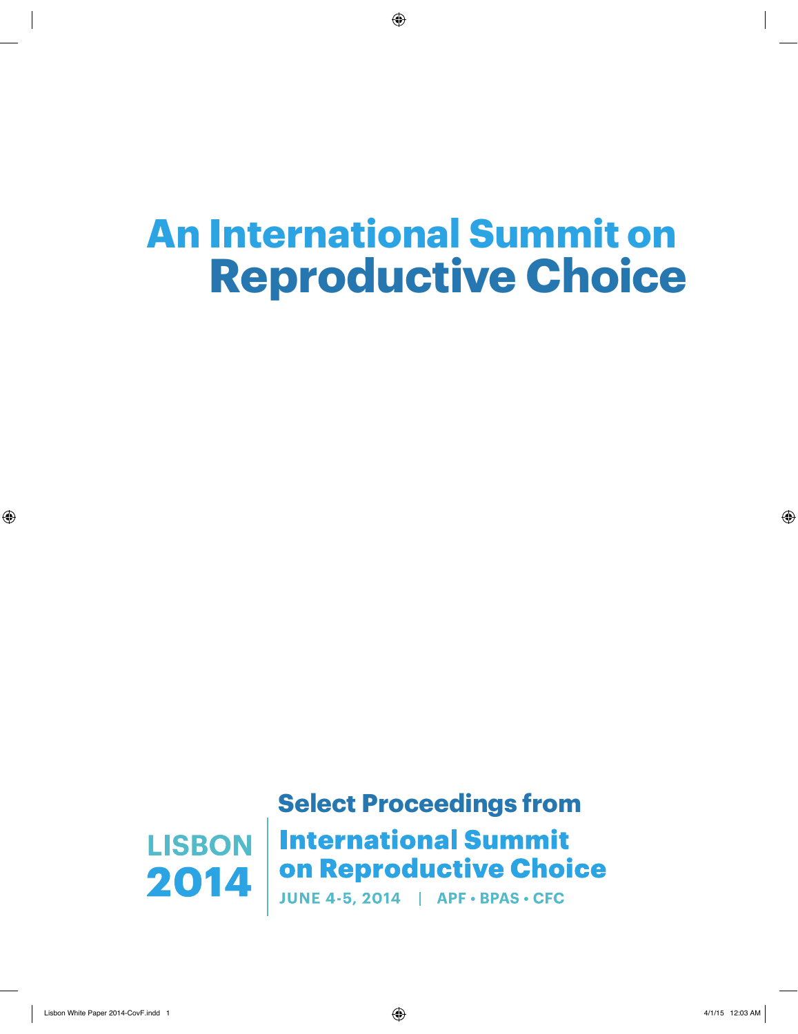# An International Summit on Reproductive Choice

LISBON 2014

**Select Proceedings from**

**International Summit on Reproductive Choice**

JUNE 4-5, 2014 | APF • BPAS • CFC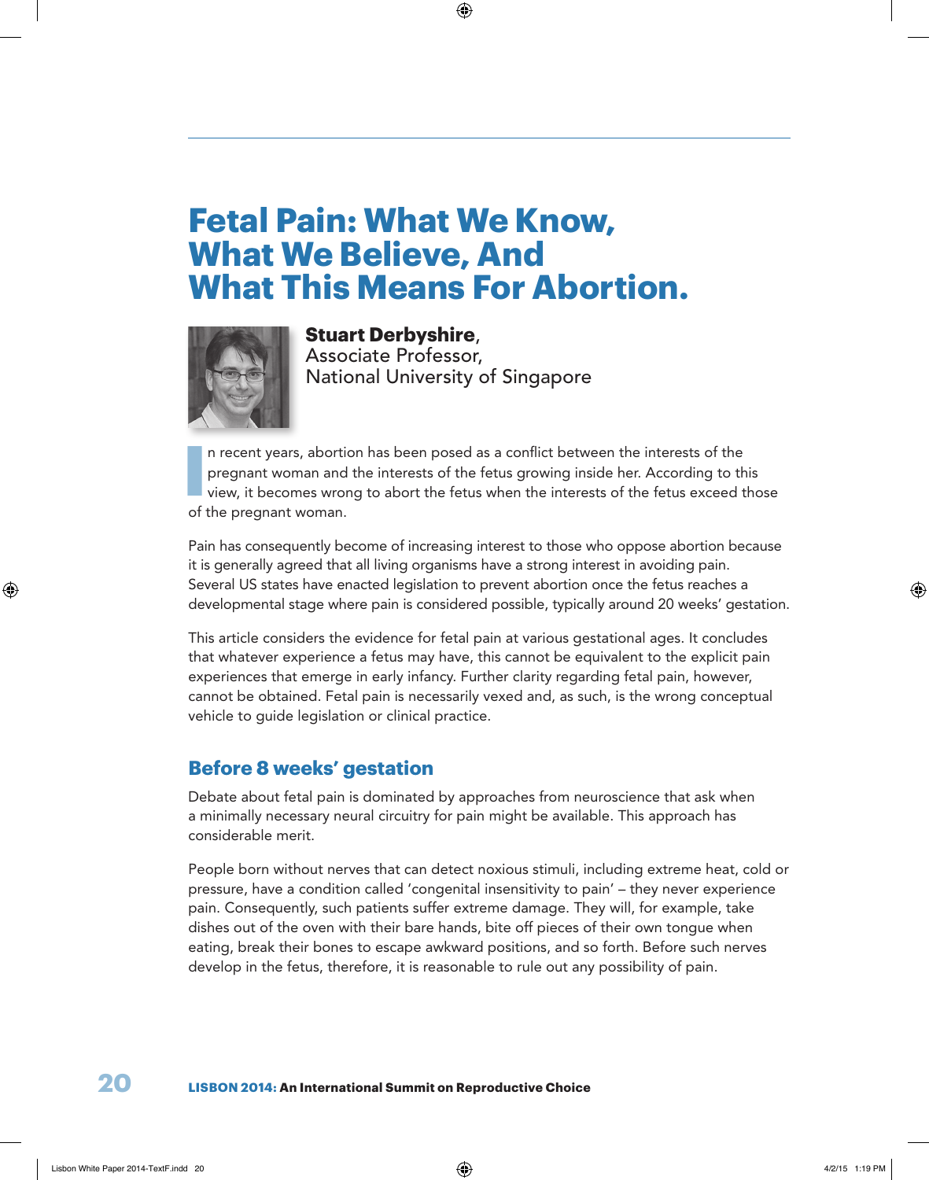# Fetal Pain: What We Know, What We Believe, And What This Means For Abortion.

**Stuart Derbyshire**,
Associate Professor,
National University of Singapore

In recent years, abortion has been posed as a conflict between the interests of the pregnant woman and the interests of the fetus growing inside her. According to this view, it becomes wrong to abort the fetus when the interests of the fetus exceed those of the pregnant woman.

Pain has consequently become of increasing interest to those who oppose abortion because it is generally agreed that all living organisms have a strong interest in avoiding pain. Several US states have enacted legislation to prevent abortion once the fetus reaches a developmental stage where pain is considered possible, typically around 20 weeks' gestation.

This article considers the evidence for fetal pain at various gestational ages. It concludes that whatever experience a fetus may have, this cannot be equivalent to the explicit pain experiences that emerge in early infancy. Further clarity regarding fetal pain, however, cannot be obtained. Fetal pain is necessarily vexed and, as such, is the wrong conceptual vehicle to guide legislation or clinical practice.

## Before 8 weeks' gestation

Debate about fetal pain is dominated by approaches from neuroscience that ask when a minimally necessary neural circuitry for pain might be available. This approach has considerable merit.

People born without nerves that can detect noxious stimuli, including extreme heat, cold or pressure, have a condition called 'congenital insensitivity to pain' – they never experience pain. Consequently, such patients suffer extreme damage. They will, for example, take dishes out of the oven with their bare hands, bite off pieces of their own tongue when eating, break their bones to escape awkward positions, and so forth. Before such nerves develop in the fetus, therefore, it is reasonable to rule out any possibility of pain.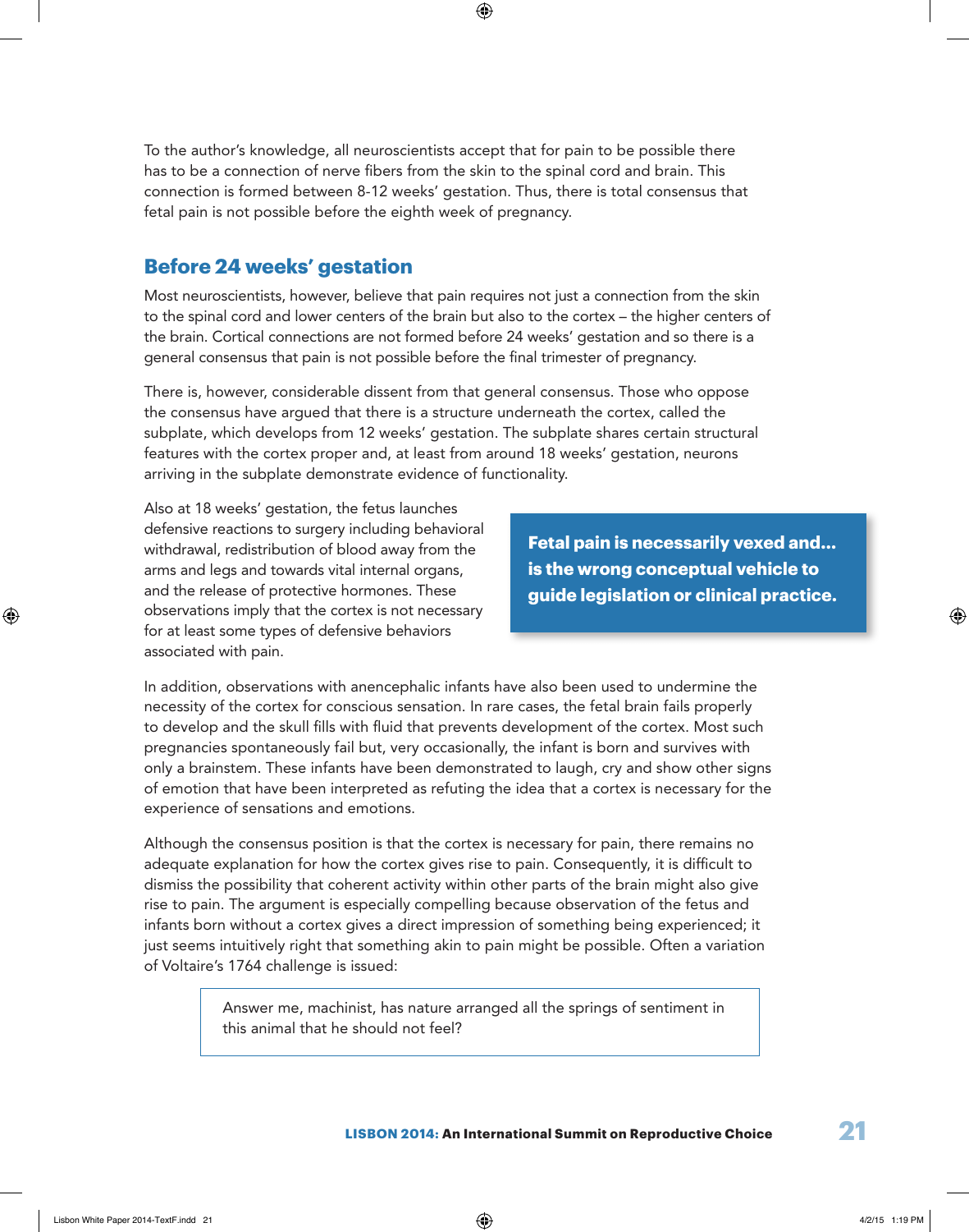To the author's knowledge, all neuroscientists accept that for pain to be possible there has to be a connection of nerve fibers from the skin to the spinal cord and brain. This connection is formed between 8-12 weeks' gestation. Thus, there is total consensus that fetal pain is not possible before the eighth week of pregnancy.

## Before 24 weeks' gestation

Most neuroscientists, however, believe that pain requires not just a connection from the skin to the spinal cord and lower centers of the brain but also to the cortex – the higher centers of the brain. Cortical connections are not formed before 24 weeks' gestation and so there is a general consensus that pain is not possible before the final trimester of pregnancy.

There is, however, considerable dissent from that general consensus. Those who oppose the consensus have argued that there is a structure underneath the cortex, called the subplate, which develops from 12 weeks' gestation. The subplate shares certain structural features with the cortex proper and, at least from around 18 weeks' gestation, neurons arriving in the subplate demonstrate evidence of functionality.

Also at 18 weeks' gestation, the fetus launches defensive reactions to surgery including behavioral withdrawal, redistribution of blood away from the arms and legs and towards vital internal organs, and the release of protective hormones. These observations imply that the cortex is not necessary for at least some types of defensive behaviors associated with pain.

> **Fetal pain is necessarily vexed and... is the wrong conceptual vehicle to guide legislation or clinical practice.**

In addition, observations with anencephalic infants have also been used to undermine the necessity of the cortex for conscious sensation. In rare cases, the fetal brain fails properly to develop and the skull fills with fluid that prevents development of the cortex. Most such pregnancies spontaneously fail but, very occasionally, the infant is born and survives with only a brainstem. These infants have been demonstrated to laugh, cry and show other signs of emotion that have been interpreted as refuting the idea that a cortex is necessary for the experience of sensations and emotions.

Although the consensus position is that the cortex is necessary for pain, there remains no adequate explanation for how the cortex gives rise to pain. Consequently, it is difficult to dismiss the possibility that coherent activity within other parts of the brain might also give rise to pain. The argument is especially compelling because observation of the fetus and infants born without a cortex gives a direct impression of something being experienced; it just seems intuitively right that something akin to pain might be possible. Often a variation of Voltaire's 1764 challenge is issued:

> Answer me, machinist, has nature arranged all the springs of sentiment in this animal that he should not feel?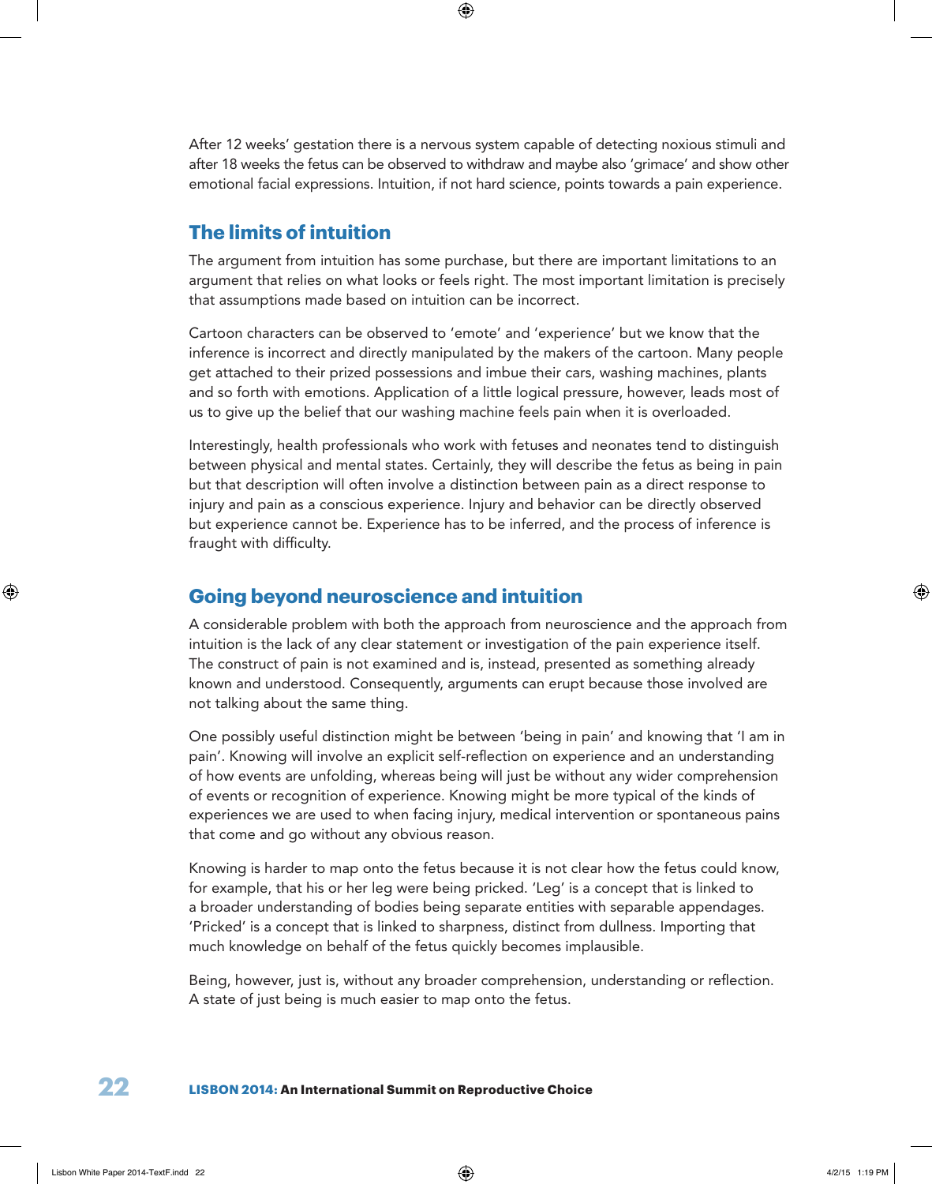After 12 weeks' gestation there is a nervous system capable of detecting noxious stimuli and after 18 weeks the fetus can be observed to withdraw and maybe also 'grimace' and show other emotional facial expressions. Intuition, if not hard science, points towards a pain experience.

## The limits of intuition

The argument from intuition has some purchase, but there are important limitations to an argument that relies on what looks or feels right. The most important limitation is precisely that assumptions made based on intuition can be incorrect.

Cartoon characters can be observed to 'emote' and 'experience' but we know that the inference is incorrect and directly manipulated by the makers of the cartoon. Many people get attached to their prized possessions and imbue their cars, washing machines, plants and so forth with emotions. Application of a little logical pressure, however, leads most of us to give up the belief that our washing machine feels pain when it is overloaded.

Interestingly, health professionals who work with fetuses and neonates tend to distinguish between physical and mental states. Certainly, they will describe the fetus as being in pain but that description will often involve a distinction between pain as a direct response to injury and pain as a conscious experience. Injury and behavior can be directly observed but experience cannot be. Experience has to be inferred, and the process of inference is fraught with difficulty.

## Going beyond neuroscience and intuition

A considerable problem with both the approach from neuroscience and the approach from intuition is the lack of any clear statement or investigation of the pain experience itself. The construct of pain is not examined and is, instead, presented as something already known and understood. Consequently, arguments can erupt because those involved are not talking about the same thing.

One possibly useful distinction might be between 'being in pain' and knowing that 'I am in pain'. Knowing will involve an explicit self-reflection on experience and an understanding of how events are unfolding, whereas being will just be without any wider comprehension of events or recognition of experience. Knowing might be more typical of the kinds of experiences we are used to when facing injury, medical intervention or spontaneous pains that come and go without any obvious reason.

Knowing is harder to map onto the fetus because it is not clear how the fetus could know, for example, that his or her leg were being pricked. 'Leg' is a concept that is linked to a broader understanding of bodies being separate entities with separable appendages. 'Pricked' is a concept that is linked to sharpness, distinct from dullness. Importing that much knowledge on behalf of the fetus quickly becomes implausible.

Being, however, just is, without any broader comprehension, understanding or reflection. A state of just being is much easier to map onto the fetus.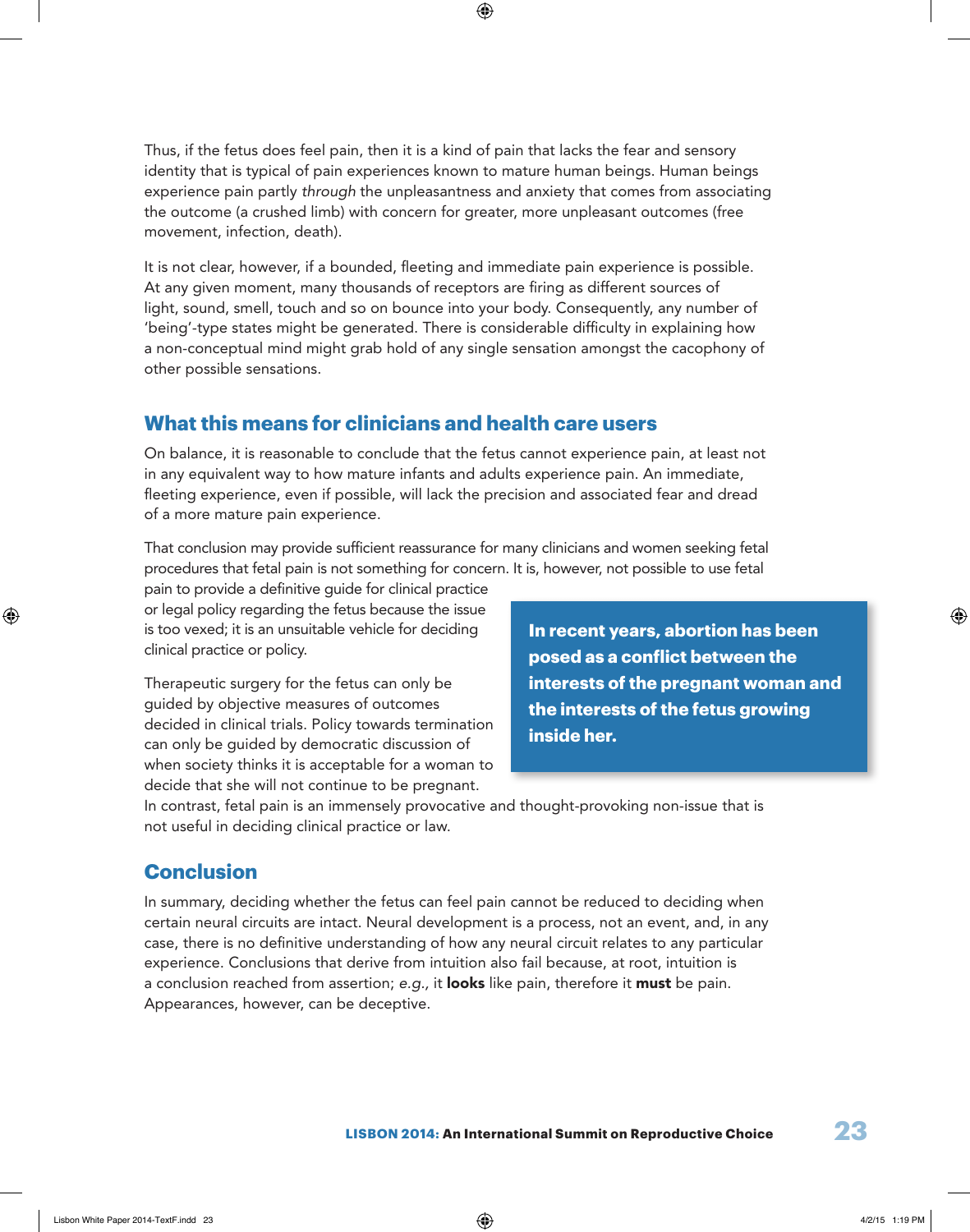Thus, if the fetus does feel pain, then it is a kind of pain that lacks the fear and sensory identity that is typical of pain experiences known to mature human beings. Human beings experience pain partly *through* the unpleasantness and anxiety that comes from associating the outcome (a crushed limb) with concern for greater, more unpleasant outcomes (free movement, infection, death).

It is not clear, however, if a bounded, fleeting and immediate pain experience is possible. At any given moment, many thousands of receptors are firing as different sources of light, sound, smell, touch and so on bounce into your body. Consequently, any number of 'being'-type states might be generated. There is considerable difficulty in explaining how a non-conceptual mind might grab hold of any single sensation amongst the cacophony of other possible sensations.

## What this means for clinicians and health care users

On balance, it is reasonable to conclude that the fetus cannot experience pain, at least not in any equivalent way to how mature infants and adults experience pain. An immediate, fleeting experience, even if possible, will lack the precision and associated fear and dread of a more mature pain experience.

That conclusion may provide sufficient reassurance for many clinicians and women seeking fetal procedures that fetal pain is not something for concern. It is, however, not possible to use fetal pain to provide a definitive guide for clinical practice or legal policy regarding the fetus because the issue is too vexed; it is an unsuitable vehicle for deciding clinical practice or policy.

Therapeutic surgery for the fetus can only be guided by objective measures of outcomes decided in clinical trials. Policy towards termination can only be guided by democratic discussion of when society thinks it is acceptable for a woman to decide that she will not continue to be pregnant. In contrast, fetal pain is an immensely provocative and thought-provoking non-issue that is not useful in deciding clinical practice or law.

**In recent years, abortion has been posed as a conflict between the interests of the pregnant woman and the interests of the fetus growing inside her.**

## Conclusion

In summary, deciding whether the fetus can feel pain cannot be reduced to deciding when certain neural circuits are intact. Neural development is a process, not an event, and, in any case, there is no definitive understanding of how any neural circuit relates to any particular experience. Conclusions that derive from intuition also fail because, at root, intuition is a conclusion reached from assertion; *e.g.,* it **looks** like pain, therefore it **must** be pain. Appearances, however, can be deceptive.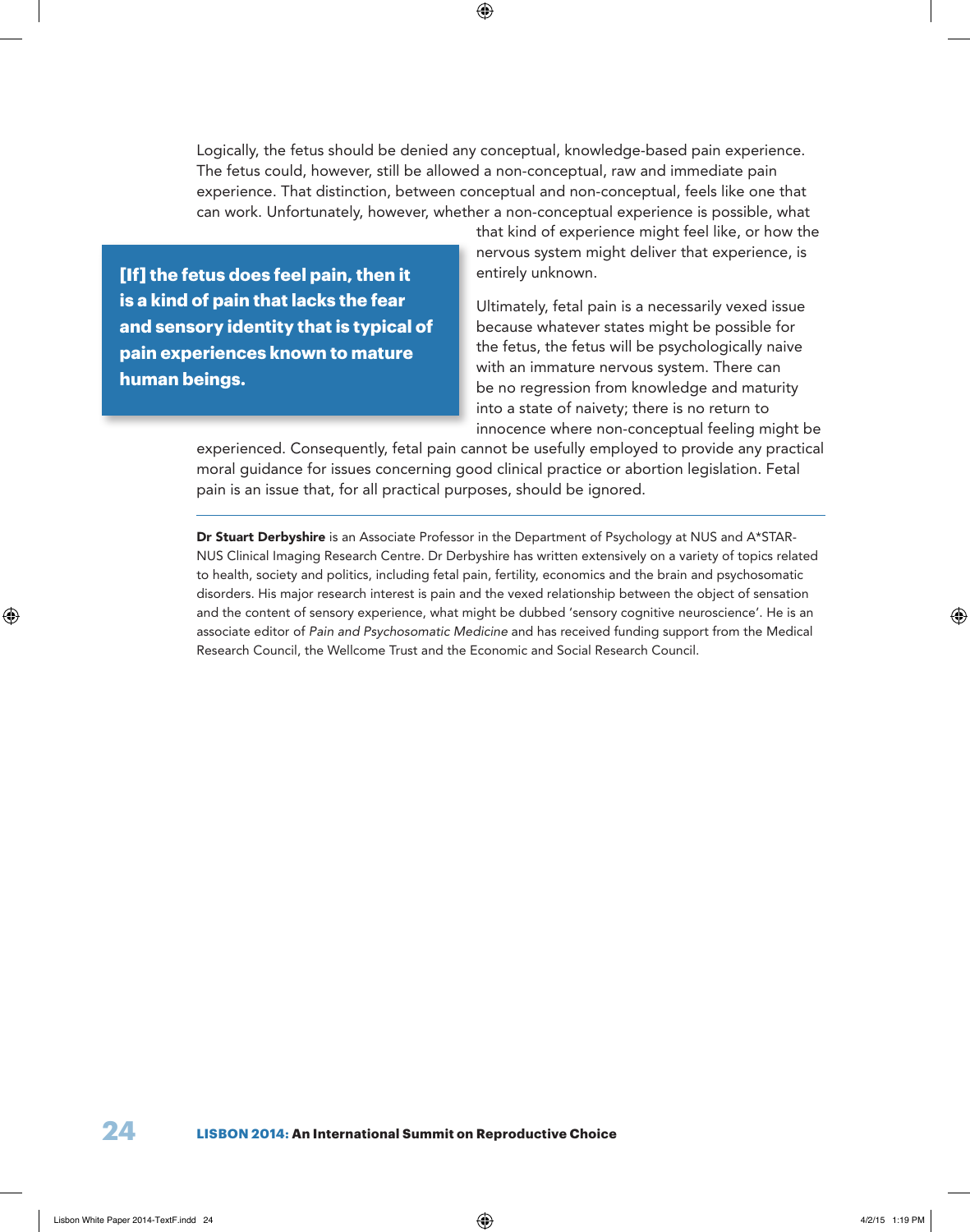Logically, the fetus should be denied any conceptual, knowledge-based pain experience. The fetus could, however, still be allowed a non-conceptual, raw and immediate pain experience. That distinction, between conceptual and non-conceptual, feels like one that can work. Unfortunately, however, whether a non-conceptual experience is possible, what that kind of experience might feel like, or how the nervous system might deliver that experience, is entirely unknown.

> **[If] the fetus does feel pain, then it is a kind of pain that lacks the fear and sensory identity that is typical of pain experiences known to mature human beings.**

Ultimately, fetal pain is a necessarily vexed issue because whatever states might be possible for the fetus, the fetus will be psychologically naive with an immature nervous system. There can be no regression from knowledge and maturity into a state of naivety; there is no return to innocence where non-conceptual feeling might be experienced. Consequently, fetal pain cannot be usefully employed to provide any practical moral guidance for issues concerning good clinical practice or abortion legislation. Fetal pain is an issue that, for all practical purposes, should be ignored.

---

**Dr Stuart Derbyshire** is an Associate Professor in the Department of Psychology at NUS and A*STAR-NUS Clinical Imaging Research Centre. Dr Derbyshire has written extensively on a variety of topics related to health, society and politics, including fetal pain, fertility, economics and the brain and psychosomatic disorders. His major research interest is pain and the vexed relationship between the object of sensation and the content of sensory experience, what might be dubbed 'sensory cognitive neuroscience'. He is an associate editor of *Pain and Psychosomatic Medicine* and has received funding support from the Medical Research Council, the Wellcome Trust and the Economic and Social Research Council.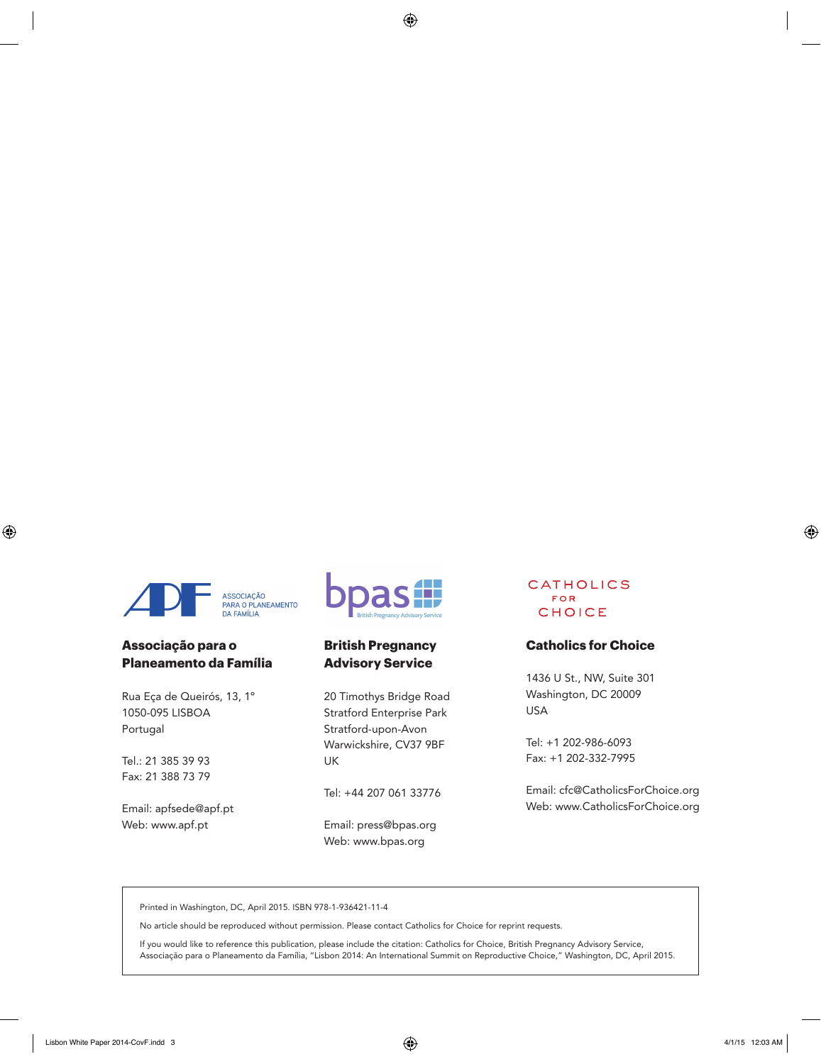ASSOCIAÇÃO PARA O PLANEAMENTO DA FAMÍLIA

**Associação para o Planeamento da Família**

Rua Eça de Queirós, 13, 1°
1050-095 LISBOA
Portugal

Tel.: 21 385 39 93
Fax: 21 388 73 79

Email: apfsede@apf.pt
Web: www.apf.pt

bpas British Pregnancy Advisory Service

**British Pregnancy Advisory Service**

20 Timothys Bridge Road
Stratford Enterprise Park
Stratford-upon-Avon
Warwickshire, CV37 9BF
UK

Tel: +44 207 061 33776

Email: press@bpas.org
Web: www.bpas.org

CATHOLICS FOR CHOICE

**Catholics for Choice**

1436 U St., NW, Suite 301
Washington, DC 20009
USA

Tel: +1 202-986-6093
Fax: +1 202-332-7995

Email: cfc@CatholicsForChoice.org
Web: www.CatholicsForChoice.org

Printed in Washington, DC, April 2015. ISBN 978-1-936421-11-4

No article should be reproduced without permission. Please contact Catholics for Choice for reprint requests.

If you would like to reference this publication, please include the citation: Catholics for Choice, British Pregnancy Advisory Service, Associação para o Planeamento da Família, "Lisbon 2014: An International Summit on Reproductive Choice," Washington, DC, April 2015.